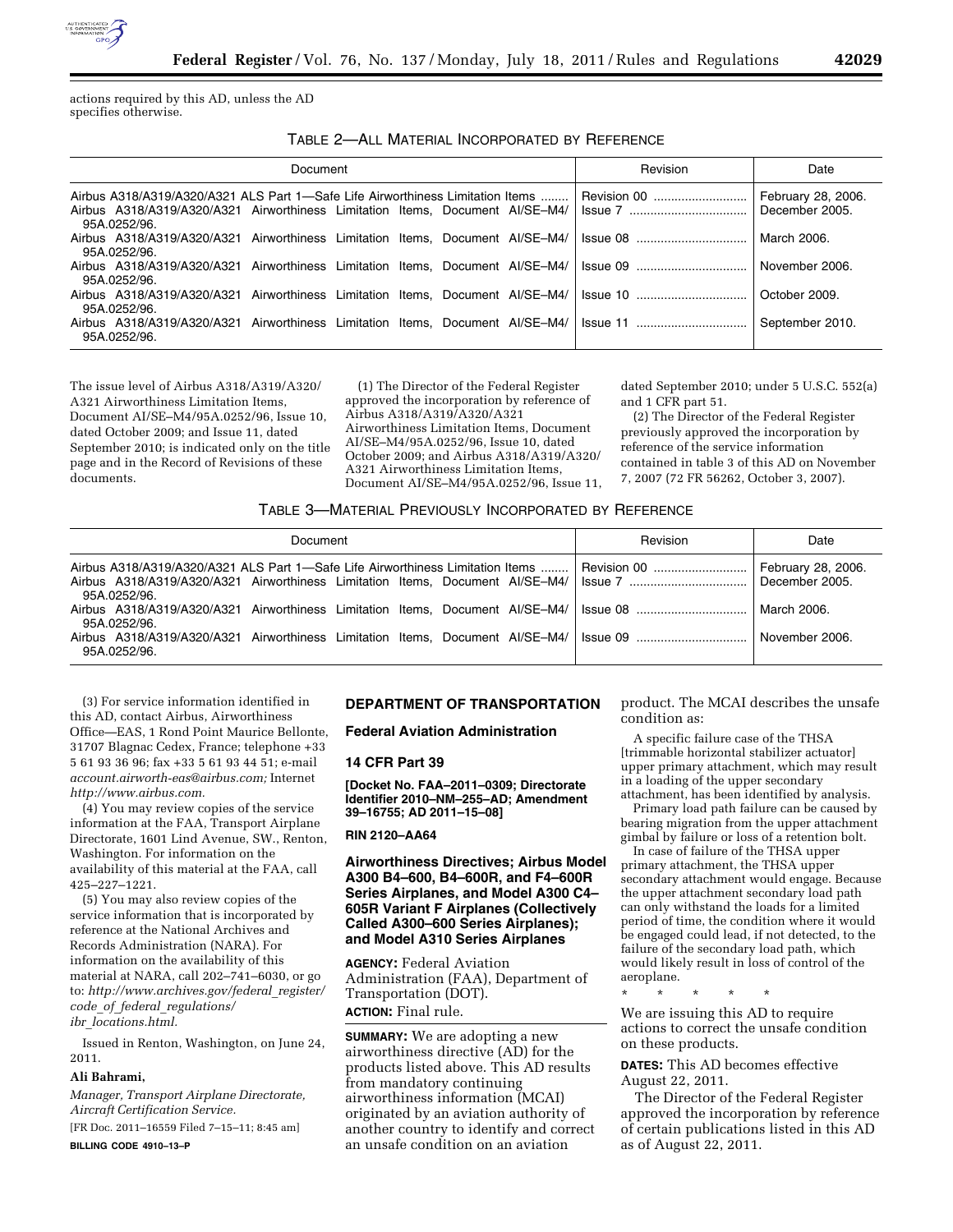actions required by this AD, unless the AD specifies otherwise.

TABLE 2—ALL MATERIAL INCORPORATED BY REFERENCE

| Document | Revision | Date |
|---|---|---|
| Airbus A318/A319/A320/A321 ALS Part 1—Safe Life Airworthiness Limitation Items | Revision 00 | February 28, 2006. |
| Airbus A318/A319/A320/A321 Airworthiness Limitation Items, Document AI/SE–M4/95A.0252/96. | Issue 7 | December 2005. |
| Airbus A318/A319/A320/A321 Airworthiness Limitation Items, Document AI/SE–M4/95A.0252/96. | Issue 08 | March 2006. |
| Airbus A318/A319/A320/A321 Airworthiness Limitation Items, Document AI/SE–M4/95A.0252/96. | Issue 09 | November 2006. |
| Airbus A318/A319/A320/A321 Airworthiness Limitation Items, Document AI/SE–M4/95A.0252/96. | Issue 10 | October 2009. |
| Airbus A318/A319/A320/A321 Airworthiness Limitation Items, Document AI/SE–M4/95A.0252/96. | Issue 11 | September 2010. |

The issue level of Airbus A318/A319/A320/A321 Airworthiness Limitation Items, Document AI/SE–M4/95A.0252/96, Issue 10, dated October 2009; and Issue 11, dated September 2010; is indicated only on the title page and in the Record of Revisions of these documents.

(1) The Director of the Federal Register approved the incorporation by reference of Airbus A318/A319/A320/A321 Airworthiness Limitation Items, Document AI/SE–M4/95A.0252/96, Issue 10, dated October 2009; and Airbus A318/A319/A320/A321 Airworthiness Limitation Items, Document AI/SE–M4/95A.0252/96, Issue 11, dated September 2010; under 5 U.S.C. 552(a) and 1 CFR part 51.

(2) The Director of the Federal Register previously approved the incorporation by reference of the service information contained in table 3 of this AD on November 7, 2007 (72 FR 56262, October 3, 2007).

TABLE 3—MATERIAL PREVIOUSLY INCORPORATED BY REFERENCE

| Document | Revision | Date |
|---|---|---|
| Airbus A318/A319/A320/A321 ALS Part 1—Safe Life Airworthiness Limitation Items | Revision 00 | February 28, 2006. |
| Airbus A318/A319/A320/A321 Airworthiness Limitation Items, Document AI/SE–M4/95A.0252/96. | Issue 7 | December 2005. |
| Airbus A318/A319/A320/A321 Airworthiness Limitation Items, Document AI/SE–M4/95A.0252/96. | Issue 08 | March 2006. |
| Airbus A318/A319/A320/A321 Airworthiness Limitation Items, Document AI/SE–M4/95A.0252/96. | Issue 09 | November 2006. |

(3) For service information identified in this AD, contact Airbus, Airworthiness Office—EAS, 1 Rond Point Maurice Bellonte, 31707 Blagnac Cedex, France; telephone +33 5 61 93 36 96; fax +33 5 61 93 44 51; e-mail *account.airworth-eas@airbus.com;* Internet *http://www.airbus.com.*

(4) You may review copies of the service information at the FAA, Transport Airplane Directorate, 1601 Lind Avenue, SW., Renton, Washington. For information on the availability of this material at the FAA, call 425–227–1221.

(5) You may also review copies of the service information that is incorporated by reference at the National Archives and Records Administration (NARA). For information on the availability of this material at NARA, call 202–741–6030, or go to: *http://www.archives.gov/federal_register/code_of_federal_regulations/ibr_locations.html.*

Issued in Renton, Washington, on June 24, 2011.

**Ali Bahrami,**

*Manager, Transport Airplane Directorate, Aircraft Certification Service.*

[FR Doc. 2011–16559 Filed 7–15–11; 8:45 am]

**BILLING CODE 4910–13–P**

## DEPARTMENT OF TRANSPORTATION

## Federal Aviation Administration

## 14 CFR Part 39

**[Docket No. FAA–2011–0309; Directorate Identifier 2010–NM–255–AD; Amendment 39–16755; AD 2011–15–08]**

**RIN 2120–AA64**

### Airworthiness Directives; Airbus Model A300 B4–600, B4–600R, and F4–600R Series Airplanes, and Model A300 C4–605R Variant F Airplanes (Collectively Called A300–600 Series Airplanes); and Model A310 Series Airplanes

**AGENCY:** Federal Aviation Administration (FAA), Department of Transportation (DOT).

**ACTION:** Final rule.

**SUMMARY:** We are adopting a new airworthiness directive (AD) for the products listed above. This AD results from mandatory continuing airworthiness information (MCAI) originated by an aviation authority of another country to identify and correct an unsafe condition on an aviation product. The MCAI describes the unsafe condition as:

> A specific failure case of the THSA [trimmable horizontal stabilizer actuator] upper primary attachment, which may result in a loading of the upper secondary attachment, has been identified by analysis.
>
> Primary load path failure can be caused by bearing migration from the upper attachment gimbal by failure or loss of a retention bolt.
>
> In case of failure of the THSA upper primary attachment, the THSA upper secondary attachment would engage. Because the upper attachment secondary load path can only withstand the loads for a limited period of time, the condition where it would be engaged could lead, if not detected, to the failure of the secondary load path, which would likely result in loss of control of the aeroplane.
>
> \* \* \* \* \*

We are issuing this AD to require actions to correct the unsafe condition on these products.

**DATES:** This AD becomes effective August 22, 2011.

The Director of the Federal Register approved the incorporation by reference of certain publications listed in this AD as of August 22, 2011.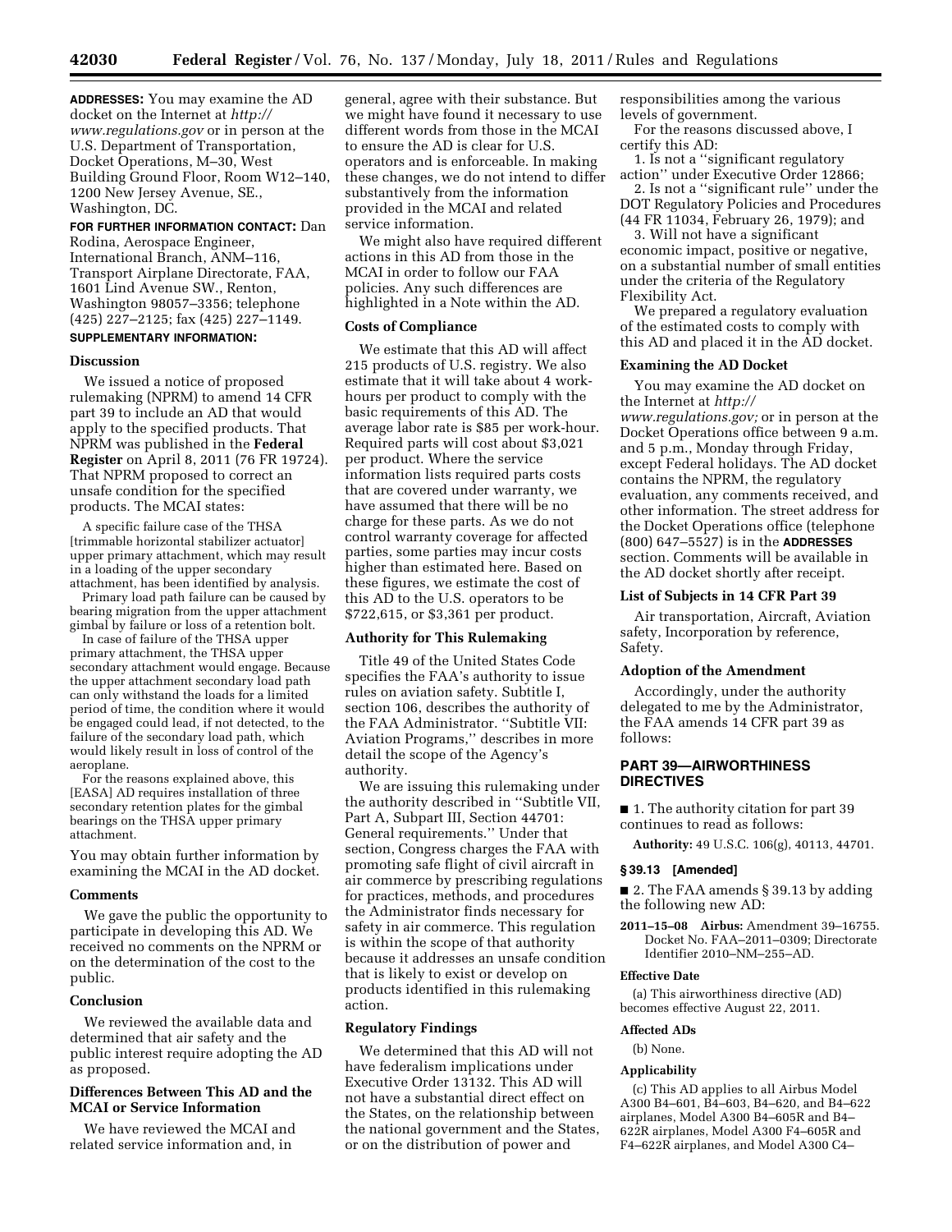**ADDRESSES:** You may examine the AD docket on the Internet at *http://www.regulations.gov* or in person at the U.S. Department of Transportation, Docket Operations, M–30, West Building Ground Floor, Room W12–140, 1200 New Jersey Avenue, SE., Washington, DC.

**FOR FURTHER INFORMATION CONTACT:** Dan Rodina, Aerospace Engineer, International Branch, ANM–116, Transport Airplane Directorate, FAA, 1601 Lind Avenue SW., Renton, Washington 98057–3356; telephone (425) 227–2125; fax (425) 227–1149.

**SUPPLEMENTARY INFORMATION:**

### Discussion

We issued a notice of proposed rulemaking (NPRM) to amend 14 CFR part 39 to include an AD that would apply to the specified products. That NPRM was published in the **Federal Register** on April 8, 2011 (76 FR 19724). That NPRM proposed to correct an unsafe condition for the specified products. The MCAI states:

> A specific failure case of the THSA [trimmable horizontal stabilizer actuator] upper primary attachment, which may result in a loading of the upper secondary attachment, has been identified by analysis.
>
> Primary load path failure can be caused by bearing migration from the upper attachment gimbal by failure or loss of a retention bolt.
>
> In case of failure of the THSA upper primary attachment, the THSA upper secondary attachment would engage. Because the upper attachment secondary load path can only withstand the loads for a limited period of time, the condition where it would be engaged could lead, if not detected, to the failure of the secondary load path, which would likely result in loss of control of the aeroplane.
>
> For the reasons explained above, this [EASA] AD requires installation of three secondary retention plates for the gimbal bearings on the THSA upper primary attachment.

You may obtain further information by examining the MCAI in the AD docket.

### Comments

We gave the public the opportunity to participate in developing this AD. We received no comments on the NPRM or on the determination of the cost to the public.

### Conclusion

We reviewed the available data and determined that air safety and the public interest require adopting the AD as proposed.

### Differences Between This AD and the MCAI or Service Information

We have reviewed the MCAI and related service information and, in general, agree with their substance. But we might have found it necessary to use different words from those in the MCAI to ensure the AD is clear for U.S. operators and is enforceable. In making these changes, we do not intend to differ substantively from the information provided in the MCAI and related service information.

We might also have required different actions in this AD from those in the MCAI in order to follow our FAA policies. Any such differences are highlighted in a Note within the AD.

### Costs of Compliance

We estimate that this AD will affect 215 products of U.S. registry. We also estimate that it will take about 4 work-hours per product to comply with the basic requirements of this AD. The average labor rate is $85 per work-hour. Required parts will cost about $3,021 per product. Where the service information lists required parts costs that are covered under warranty, we have assumed that there will be no charge for these parts. As we do not control warranty coverage for affected parties, some parties may incur costs higher than estimated here. Based on these figures, we estimate the cost of this AD to the U.S. operators to be $722,615, or $3,361 per product.

### Authority for This Rulemaking

Title 49 of the United States Code specifies the FAA's authority to issue rules on aviation safety. Subtitle I, section 106, describes the authority of the FAA Administrator. ''Subtitle VII: Aviation Programs,'' describes in more detail the scope of the Agency's authority.

We are issuing this rulemaking under the authority described in ''Subtitle VII, Part A, Subpart III, Section 44701: General requirements.'' Under that section, Congress charges the FAA with promoting safe flight of civil aircraft in air commerce by prescribing regulations for practices, methods, and procedures the Administrator finds necessary for safety in air commerce. This regulation is within the scope of that authority because it addresses an unsafe condition that is likely to exist or develop on products identified in this rulemaking action.

### Regulatory Findings

We determined that this AD will not have federalism implications under Executive Order 13132. This AD will not have a substantial direct effect on the States, on the relationship between the national government and the States, or on the distribution of power and responsibilities among the various levels of government.

For the reasons discussed above, I certify this AD:

1. Is not a ''significant regulatory action'' under Executive Order 12866;
2. Is not a ''significant rule'' under the DOT Regulatory Policies and Procedures (44 FR 11034, February 26, 1979); and
3. Will not have a significant economic impact, positive or negative, on a substantial number of small entities under the criteria of the Regulatory Flexibility Act.

We prepared a regulatory evaluation of the estimated costs to comply with this AD and placed it in the AD docket.

### Examining the AD Docket

You may examine the AD docket on the Internet at *http://www.regulations.gov;* or in person at the Docket Operations office between 9 a.m. and 5 p.m., Monday through Friday, except Federal holidays. The AD docket contains the NPRM, the regulatory evaluation, any comments received, and other information. The street address for the Docket Operations office (telephone (800) 647–5527) is in the **ADDRESSES** section. Comments will be available in the AD docket shortly after receipt.

### List of Subjects in 14 CFR Part 39

Air transportation, Aircraft, Aviation safety, Incorporation by reference, Safety.

### Adoption of the Amendment

Accordingly, under the authority delegated to me by the Administrator, the FAA amends 14 CFR part 39 as follows:

## PART 39—AIRWORTHINESS DIRECTIVES

■ 1. The authority citation for part 39 continues to read as follows:

**Authority:** 49 U.S.C. 106(g), 40113, 44701.

### § 39.13 [Amended]

■ 2. The FAA amends § 39.13 by adding the following new AD:

**2011–15–08 Airbus:** Amendment 39–16755. Docket No. FAA–2011–0309; Directorate Identifier 2010–NM–255–AD.

#### Effective Date

(a) This airworthiness directive (AD) becomes effective August 22, 2011.

#### Affected ADs

(b) None.

#### Applicability

(c) This AD applies to all Airbus Model A300 B4–601, B4–603, B4–620, and B4–622 airplanes, Model A300 B4–605R and B4–622R airplanes, Model A300 F4–605R and F4–622R airplanes, and Model A300 C4–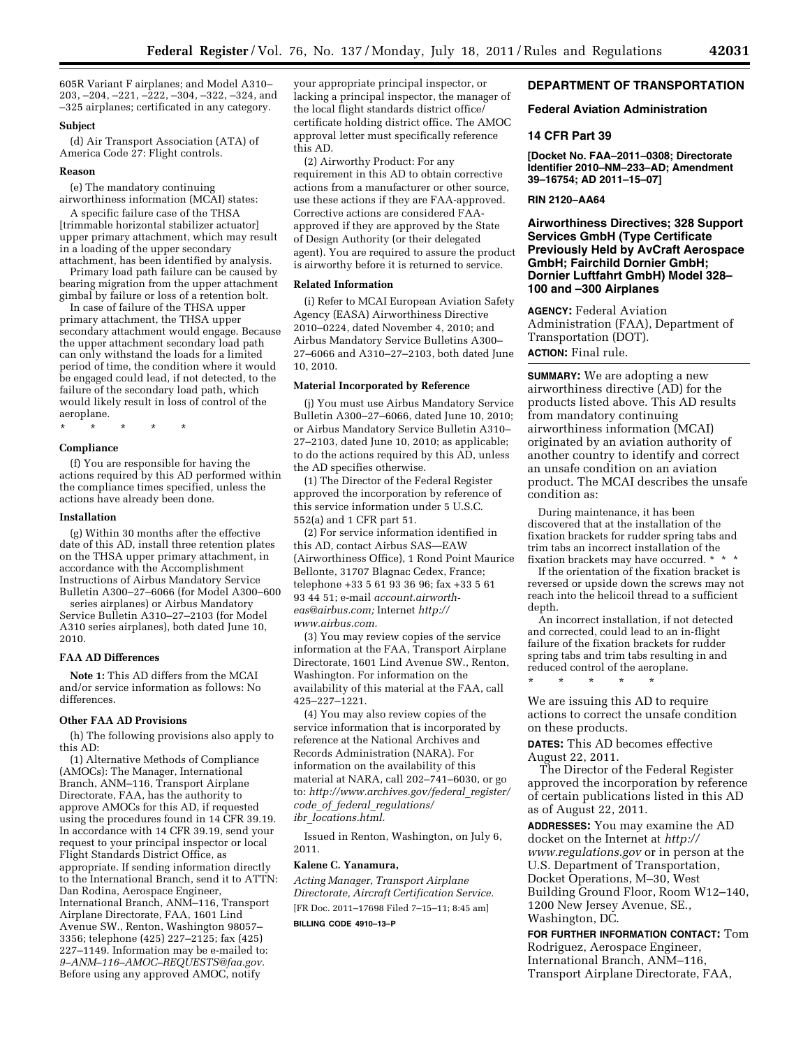605R Variant F airplanes; and Model A310–203, –204, –221, –222, –304, –322, –324, and –325 airplanes; certificated in any category.

**Subject**

(d) Air Transport Association (ATA) of America Code 27: Flight controls.

**Reason**

(e) The mandatory continuing airworthiness information (MCAI) states:

A specific failure case of the THSA [trimmable horizontal stabilizer actuator] upper primary attachment, which may result in a loading of the upper secondary attachment, has been identified by analysis.

Primary load path failure can be caused by bearing migration from the upper attachment gimbal by failure or loss of a retention bolt.

In case of failure of the THSA upper primary attachment, the THSA upper secondary attachment would engage. Because the upper attachment secondary load path can only withstand the loads for a limited period of time, the condition where it would be engaged could lead, if not detected, to the failure of the secondary load path, which would likely result in loss of control of the aeroplane.

\* \* \* \* \*

**Compliance**

(f) You are responsible for having the actions required by this AD performed within the compliance times specified, unless the actions have already been done.

**Installation**

(g) Within 30 months after the effective date of this AD, install three retention plates on the THSA upper primary attachment, in accordance with the Accomplishment Instructions of Airbus Mandatory Service Bulletin A300–27–6066 (for Model A300–600 series airplanes) or Airbus Mandatory Service Bulletin A310–27–2103 (for Model A310 series airplanes), both dated June 10, 2010.

**FAA AD Differences**

**Note 1:** This AD differs from the MCAI and/or service information as follows: No differences.

**Other FAA AD Provisions**

(h) The following provisions also apply to this AD:

(1) Alternative Methods of Compliance (AMOCs): The Manager, International Branch, ANM–116, Transport Airplane Directorate, FAA, has the authority to approve AMOCs for this AD, if requested using the procedures found in 14 CFR 39.19. In accordance with 14 CFR 39.19, send your request to your principal inspector or local Flight Standards District Office, as appropriate. If sending information directly to the International Branch, send it to ATTN: Dan Rodina, Aerospace Engineer, International Branch, ANM–116, Transport Airplane Directorate, FAA, 1601 Lind Avenue SW., Renton, Washington 98057–3356; telephone (425) 227–2125; fax (425) 227–1149. Information may be e-mailed to: *9–ANM–116–AMOC–REQUESTS@faa.gov.* Before using any approved AMOC, notify your appropriate principal inspector, or lacking a principal inspector, the manager of the local flight standards district office/certificate holding district office. The AMOC approval letter must specifically reference this AD.

(2) Airworthy Product: For any requirement in this AD to obtain corrective actions from a manufacturer or other source, use these actions if they are FAA-approved. Corrective actions are considered FAA-approved if they are approved by the State of Design Authority (or their delegated agent). You are required to assure the product is airworthy before it is returned to service.

**Related Information**

(i) Refer to MCAI European Aviation Safety Agency (EASA) Airworthiness Directive 2010–0224, dated November 4, 2010; and Airbus Mandatory Service Bulletins A300–27–6066 and A310–27–2103, both dated June 10, 2010.

**Material Incorporated by Reference**

(j) You must use Airbus Mandatory Service Bulletin A300–27–6066, dated June 10, 2010; or Airbus Mandatory Service Bulletin A310–27–2103, dated June 10, 2010; as applicable; to do the actions required by this AD, unless the AD specifies otherwise.

(1) The Director of the Federal Register approved the incorporation by reference of this service information under 5 U.S.C. 552(a) and 1 CFR part 51.

(2) For service information identified in this AD, contact Airbus SAS—EAW (Airworthiness Office), 1 Rond Point Maurice Bellonte, 31707 Blagnac Cedex, France; telephone +33 5 61 93 36 96; fax +33 5 61 93 44 51; e-mail *account.airworth-eas@airbus.com;* Internet *http://www.airbus.com.*

(3) You may review copies of the service information at the FAA, Transport Airplane Directorate, 1601 Lind Avenue SW., Renton, Washington. For information on the availability of this material at the FAA, call 425–227–1221.

(4) You may also review copies of the service information that is incorporated by reference at the National Archives and Records Administration (NARA). For information on the availability of this material at NARA, call 202–741–6030, or go to: *http://www.archives.gov/federal_register/code_of_federal_regulations/ibr_locations.html.*

Issued in Renton, Washington, on July 6, 2011.

**Kalene C. Yanamura,**

*Acting Manager, Transport Airplane Directorate, Aircraft Certification Service.*

[FR Doc. 2011–17698 Filed 7–15–11; 8:45 am]

**BILLING CODE 4910–13–P**

## DEPARTMENT OF TRANSPORTATION

### Federal Aviation Administration

### 14 CFR Part 39

**[Docket No. FAA–2011–0308; Directorate Identifier 2010–NM–233–AD; Amendment 39–16754; AD 2011–15–07]**

**RIN 2120–AA64**

### Airworthiness Directives; 328 Support Services GmbH (Type Certificate Previously Held by AvCraft Aerospace GmbH; Fairchild Dornier GmbH; Dornier Luftfahrt GmbH) Model 328–100 and –300 Airplanes

**AGENCY:** Federal Aviation Administration (FAA), Department of Transportation (DOT).

**ACTION:** Final rule.

**SUMMARY:** We are adopting a new airworthiness directive (AD) for the products listed above. This AD results from mandatory continuing airworthiness information (MCAI) originated by an aviation authority of another country to identify and correct an unsafe condition on an aviation product. The MCAI describes the unsafe condition as:

During maintenance, it has been discovered that at the installation of the fixation brackets for rudder spring tabs and trim tabs an incorrect installation of the fixation brackets may have occurred. \* \* \*

If the orientation of the fixation bracket is reversed or upside down the screws may not reach into the helicoil thread to a sufficient depth.

An incorrect installation, if not detected and corrected, could lead to an in-flight failure of the fixation brackets for rudder spring tabs and trim tabs resulting in and reduced control of the aeroplane.

\* \* \* \* \*

We are issuing this AD to require actions to correct the unsafe condition on these products.

**DATES:** This AD becomes effective August 22, 2011.

The Director of the Federal Register approved the incorporation by reference of certain publications listed in this AD as of August 22, 2011.

**ADDRESSES:** You may examine the AD docket on the Internet at *http://www.regulations.gov* or in person at the U.S. Department of Transportation, Docket Operations, M–30, West Building Ground Floor, Room W12–140, 1200 New Jersey Avenue, SE., Washington, DC.

**FOR FURTHER INFORMATION CONTACT:** Tom Rodriguez, Aerospace Engineer, International Branch, ANM–116, Transport Airplane Directorate, FAA,